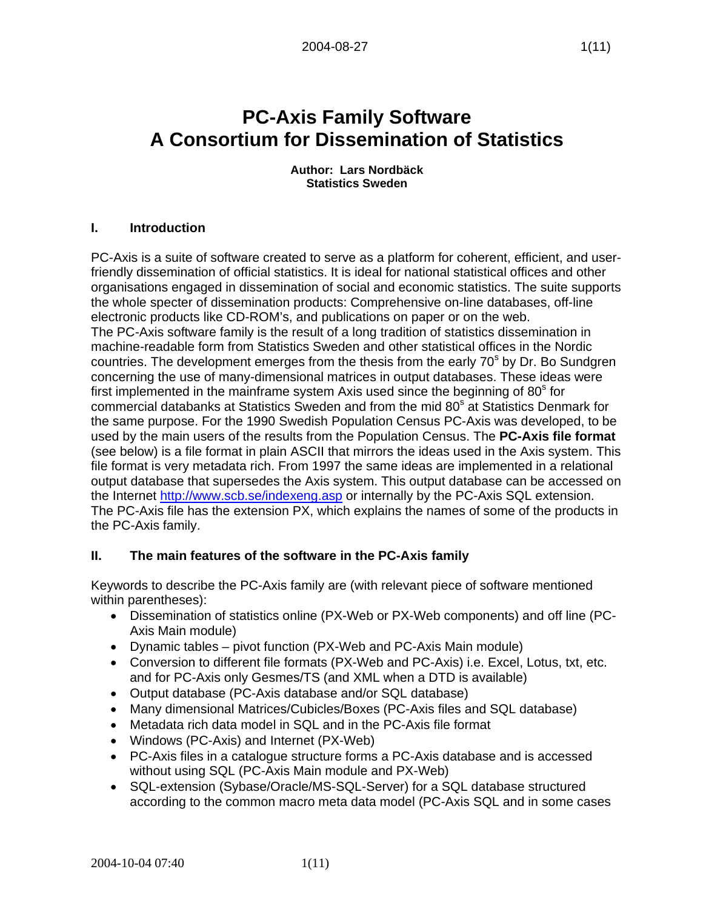# PC-Axis Family Software
# A Consortium for Dissemination of Statistics

**Author: Lars Nordbäck**
**Statistics Sweden**

## I. Introduction

PC-Axis is a suite of software created to serve as a platform for coherent, efficient, and user-friendly dissemination of official statistics. It is ideal for national statistical offices and other organisations engaged in dissemination of social and economic statistics. The suite supports the whole specter of dissemination products: Comprehensive on-line databases, off-line electronic products like CD-ROM's, and publications on paper or on the web.
The PC-Axis software family is the result of a long tradition of statistics dissemination in machine-readable form from Statistics Sweden and other statistical offices in the Nordic countries. The development emerges from the thesis from the early 70[s] by Dr. Bo Sundgren concerning the use of many-dimensional matrices in output databases. These ideas were first implemented in the mainframe system Axis used since the beginning of 80[s] for commercial databanks at Statistics Sweden and from the mid 80[s] at Statistics Denmark for the same purpose. For the 1990 Swedish Population Census PC-Axis was developed, to be used by the main users of the results from the Population Census. The **PC-Axis file format** (see below) is a file format in plain ASCII that mirrors the ideas used in the Axis system. This file format is very metadata rich. From 1997 the same ideas are implemented in a relational output database that supersedes the Axis system. This output database can be accessed on the Internet http://www.scb.se/indexeng.asp or internally by the PC-Axis SQL extension. The PC-Axis file has the extension PX, which explains the names of some of the products in the PC-Axis family.

## II. The main features of the software in the PC-Axis family

Keywords to describe the PC-Axis family are (with relevant piece of software mentioned within parentheses):

- Dissemination of statistics online (PX-Web or PX-Web components) and off line (PC-Axis Main module)
- Dynamic tables – pivot function (PX-Web and PC-Axis Main module)
- Conversion to different file formats (PX-Web and PC-Axis) i.e. Excel, Lotus, txt, etc. and for PC-Axis only Gesmes/TS (and XML when a DTD is available)
- Output database (PC-Axis database and/or SQL database)
- Many dimensional Matrices/Cubicles/Boxes (PC-Axis files and SQL database)
- Metadata rich data model in SQL and in the PC-Axis file format
- Windows (PC-Axis) and Internet (PX-Web)
- PC-Axis files in a catalogue structure forms a PC-Axis database and is accessed without using SQL (PC-Axis Main module and PX-Web)
- SQL-extension (Sybase/Oracle/MS-SQL-Server) for a SQL database structured according to the common macro meta data model (PC-Axis SQL and in some cases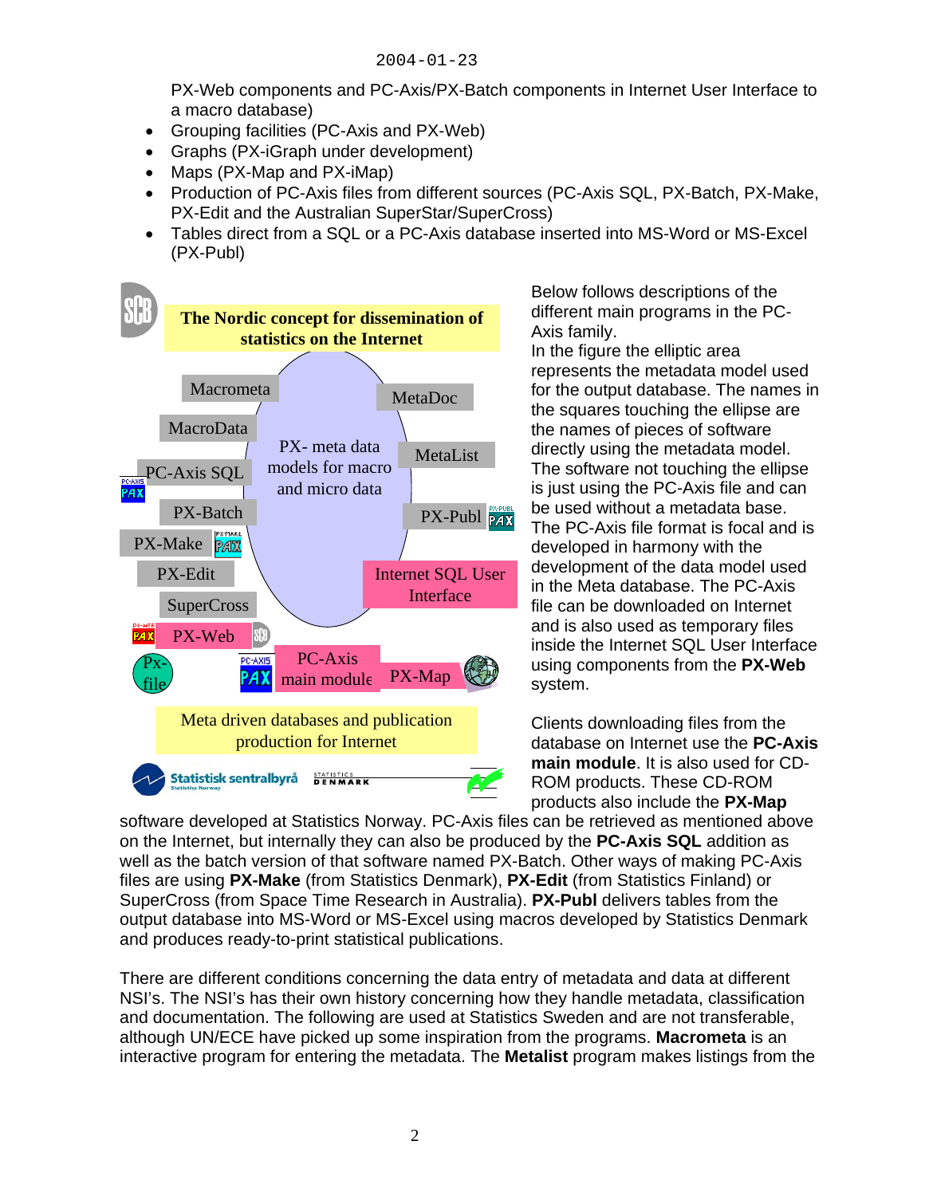PX-Web components and PC-Axis/PX-Batch components in Internet User Interface to a macro database)

- Grouping facilities (PC-Axis and PX-Web)
- Graphs (PX-iGraph under development)
- Maps (PX-Map and PX-iMap)
- Production of PC-Axis files from different sources (PC-Axis SQL, PX-Batch, PX-Make, PX-Edit and the Australian SuperStar/SuperCross)
- Tables direct from a SQL or a PC-Axis database inserted into MS-Word or MS-Excel (PX-Publ)

Below follows descriptions of the different main programs in the PC-Axis family.
In the figure the elliptic area represents the metadata model used for the output database. The names in the squares touching the ellipse are the names of pieces of software directly using the metadata model. The software not touching the ellipse is just using the PC-Axis file and can be used without a metadata base. The PC-Axis file format is focal and is developed in harmony with the development of the data model used in the Meta database. The PC-Axis file can be downloaded on Internet and is also used as temporary files inside the Internet SQL User Interface using components from the **PX-Web** system.

Clients downloading files from the database on Internet use the **PC-Axis main module**. It is also used for CD-ROM products. These CD-ROM products also include the **PX-Map** software developed at Statistics Norway. PC-Axis files can be retrieved as mentioned above on the Internet, but internally they can also be produced by the **PC-Axis SQL** addition as well as the batch version of that software named PX-Batch. Other ways of making PC-Axis files are using **PX-Make** (from Statistics Denmark), **PX-Edit** (from Statistics Finland) or SuperCross (from Space Time Research in Australia). **PX-Publ** delivers tables from the output database into MS-Word or MS-Excel using macros developed by Statistics Denmark and produces ready-to-print statistical publications.

There are different conditions concerning the data entry of metadata and data at different NSI's. The NSI's has their own history concerning how they handle metadata, classification and documentation. The following are used at Statistics Sweden and are not transferable, although UN/ECE have picked up some inspiration from the programs. **Macrometa** is an interactive program for entering the metadata. The **Metalist** program makes listings from the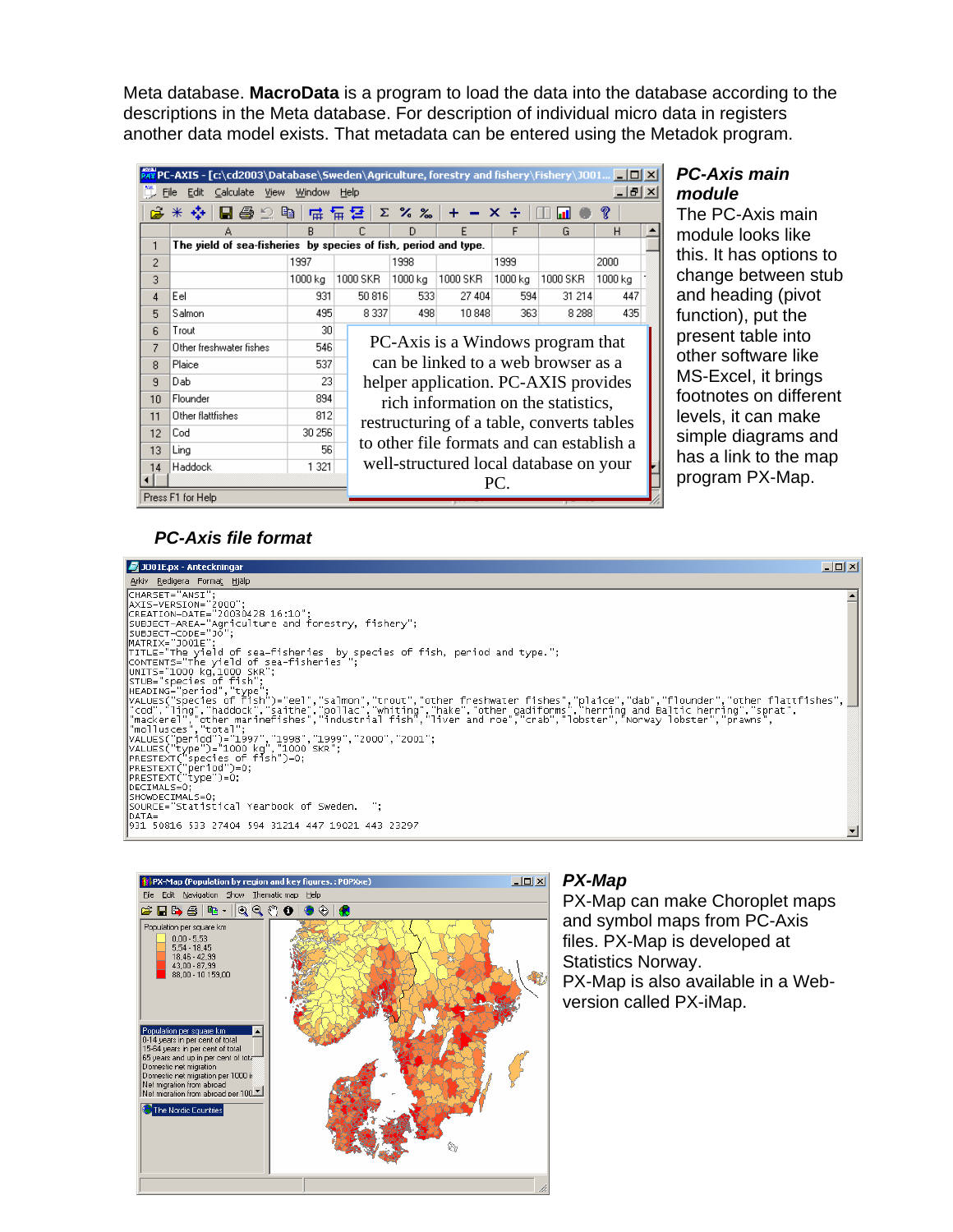Meta database. **MacroData** is a program to load the data into the database according to the descriptions in the Meta database. For description of individual micro data in registers another data model exists. That metadata can be entered using the Metadok program.

### *PC-Axis main module*

The PC-Axis main module looks like this. It has options to change between stub and heading (pivot function), put the present table into other software like MS-Excel, it brings footnotes on different levels, it can make simple diagrams and has a link to the map program PX-Map.

### *PC-Axis file format*

### *PX-Map*

PX-Map can make Choroplet maps and symbol maps from PC-Axis files. PX-Map is developed at Statistics Norway.
PX-Map is also available in a Web-version called PX-iMap.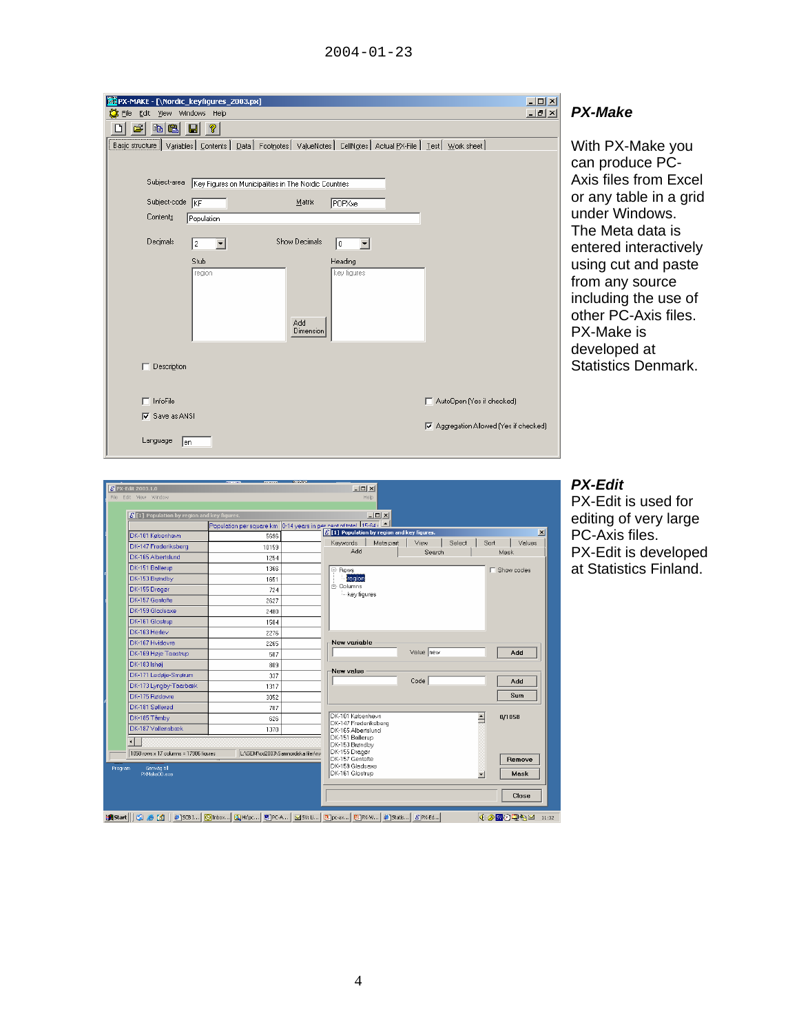2004-01-23

## *PX-Make*

With PX-Make you can produce PC-Axis files from Excel or any table in a grid under Windows. The Meta data is entered interactively using cut and paste from any source including the use of other PC-Axis files. PX-Make is developed at Statistics Denmark.

## *PX-Edit*

PX-Edit is used for editing of very large PC-Axis files. PX-Edit is developed at Statistics Finland.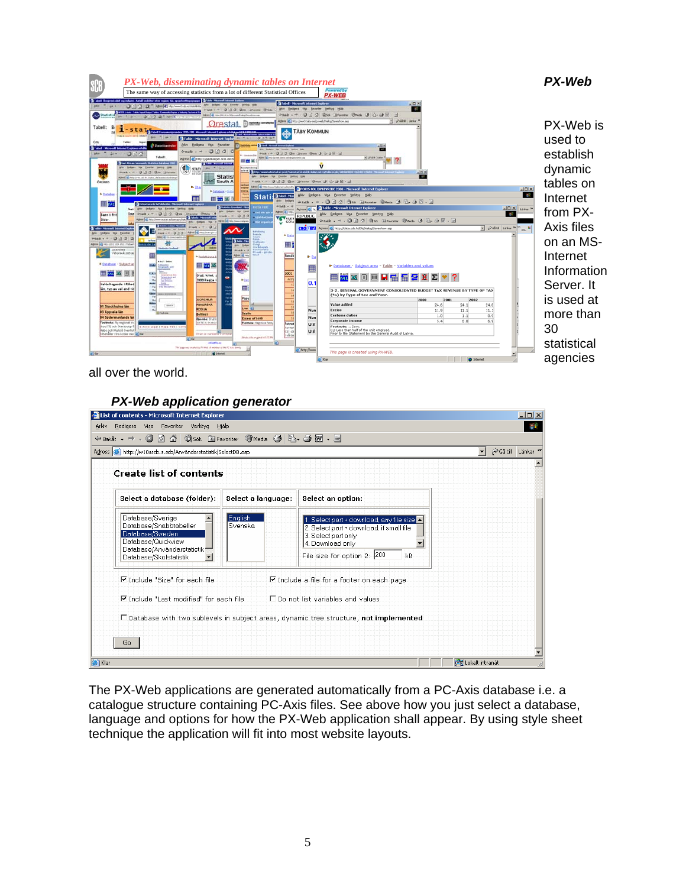## PX-Web

PX-Web is used to establish dynamic tables on Internet from PX-Axis files on an MS-Internet Information Server. It is used at more than 30 statistical agencies all over the world.

### PX-Web application generator

The PX-Web applications are generated automatically from a PC-Axis database i.e. a catalogue structure containing PC-Axis files. See above how you just select a database, language and options for how the PX-Web application shall appear. By using style sheet technique the application will fit into most website layouts.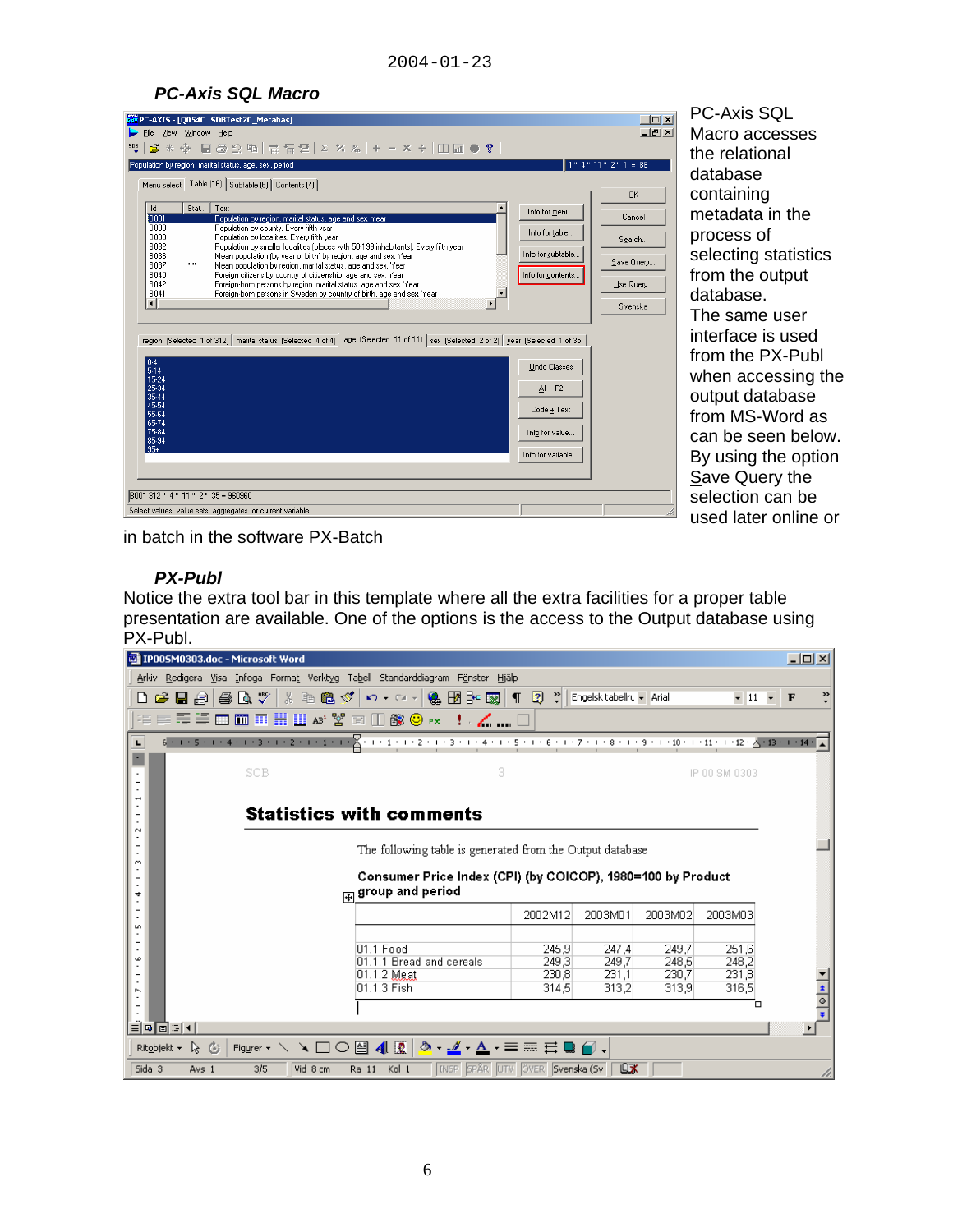2004-01-23

### *PC-Axis SQL Macro*

PC-Axis SQL Macro accesses the relational database containing metadata in the process of selecting statistics from the output database. The same user interface is used from the PX-Publ when accessing the output database from MS-Word as can be seen below. By using the option Save Query the selection can be used later online or in batch in the software PX-Batch

### *PX-Publ*

Notice the extra tool bar in this template where all the extra facilities for a proper table presentation are available. One of the options is the access to the Output database using PX-Publ.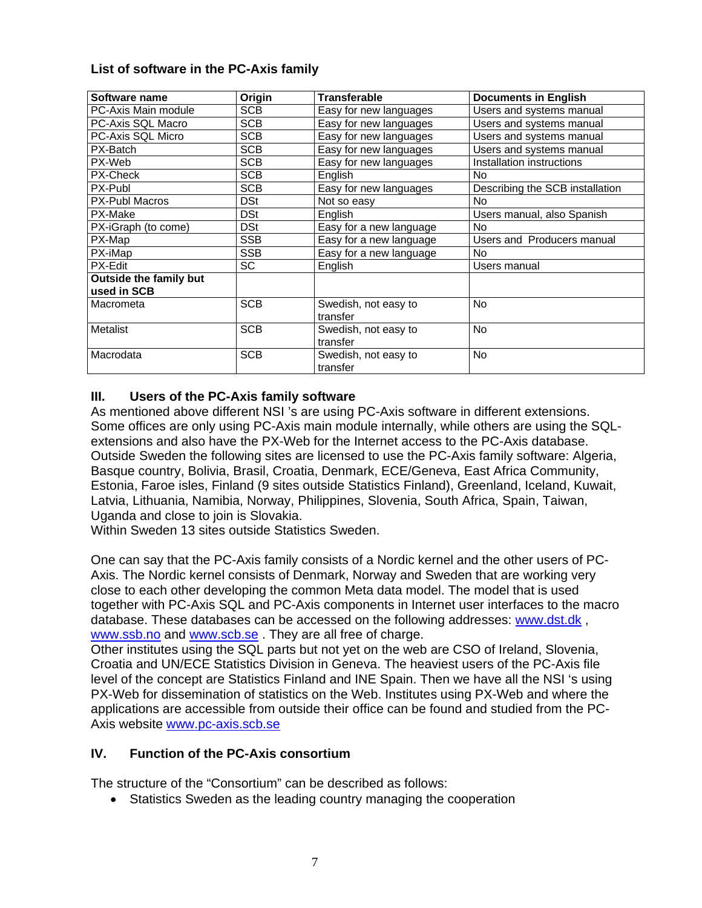**List of software in the PC-Axis family**

| Software name | Origin | Transferable | Documents in English |
|---|---|---|---|
| PC-Axis Main module | SCB | Easy for new languages | Users and systems manual |
| PC-Axis SQL Macro | SCB | Easy for new languages | Users and systems manual |
| PC-Axis SQL Micro | SCB | Easy for new languages | Users and systems manual |
| PX-Batch | SCB | Easy for new languages | Users and systems manual |
| PX-Web | SCB | Easy for new languages | Installation instructions |
| PX-Check | SCB | English | No |
| PX-Publ | SCB | Easy for new languages | Describing the SCB installation |
| PX-Publ Macros | DSt | Not so easy | No |
| PX-Make | DSt | English | Users manual, also Spanish |
| PX-iGraph (to come) | DSt | Easy for a new language | No |
| PX-Map | SSB | Easy for a new language | Users and Producers manual |
| PX-iMap | SSB | Easy for a new language | No |
| PX-Edit | SC | English | Users manual |
| **Outside the family but used in SCB** | | | |
| Macrometa | SCB | Swedish, not easy to transfer | No |
| Metalist | SCB | Swedish, not easy to transfer | No |
| Macrodata | SCB | Swedish, not easy to transfer | No |

## III. Users of the PC-Axis family software

As mentioned above different NSI 's are using PC-Axis software in different extensions. Some offices are only using PC-Axis main module internally, while others are using the SQL-extensions and also have the PX-Web for the Internet access to the PC-Axis database. Outside Sweden the following sites are licensed to use the PC-Axis family software: Algeria, Basque country, Bolivia, Brasil, Croatia, Denmark, ECE/Geneva, East Africa Community, Estonia, Faroe isles, Finland (9 sites outside Statistics Finland), Greenland, Iceland, Kuwait, Latvia, Lithuania, Namibia, Norway, Philippines, Slovenia, South Africa, Spain, Taiwan, Uganda and close to join is Slovakia.
Within Sweden 13 sites outside Statistics Sweden.

One can say that the PC-Axis family consists of a Nordic kernel and the other users of PC-Axis. The Nordic kernel consists of Denmark, Norway and Sweden that are working very close to each other developing the common Meta data model. The model that is used together with PC-Axis SQL and PC-Axis components in Internet user interfaces to the macro database. These databases can be accessed on the following addresses: www.dst.dk , www.ssb.no and www.scb.se . They are all free of charge.
Other institutes using the SQL parts but not yet on the web are CSO of Ireland, Slovenia, Croatia and UN/ECE Statistics Division in Geneva. The heaviest users of the PC-Axis file level of the concept are Statistics Finland and INE Spain. Then we have all the NSI 's using PX-Web for dissemination of statistics on the Web. Institutes using PX-Web and where the applications are accessible from outside their office can be found and studied from the PC-Axis website www.pc-axis.scb.se

## IV. Function of the PC-Axis consortium

The structure of the "Consortium" can be described as follows:

- Statistics Sweden as the leading country managing the cooperation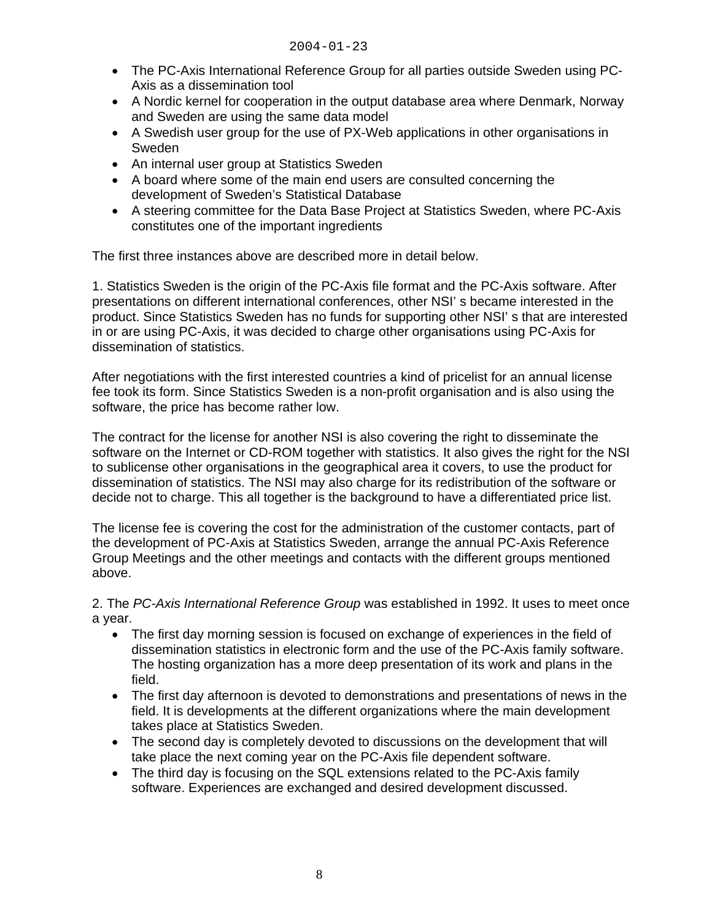- The PC-Axis International Reference Group for all parties outside Sweden using PC-Axis as a dissemination tool
- A Nordic kernel for cooperation in the output database area where Denmark, Norway and Sweden are using the same data model
- A Swedish user group for the use of PX-Web applications in other organisations in Sweden
- An internal user group at Statistics Sweden
- A board where some of the main end users are consulted concerning the development of Sweden's Statistical Database
- A steering committee for the Data Base Project at Statistics Sweden, where PC-Axis constitutes one of the important ingredients

The first three instances above are described more in detail below.

1. Statistics Sweden is the origin of the PC-Axis file format and the PC-Axis software. After presentations on different international conferences, other NSI' s became interested in the product. Since Statistics Sweden has no funds for supporting other NSI' s that are interested in or are using PC-Axis, it was decided to charge other organisations using PC-Axis for dissemination of statistics.

After negotiations with the first interested countries a kind of pricelist for an annual license fee took its form. Since Statistics Sweden is a non-profit organisation and is also using the software, the price has become rather low.

The contract for the license for another NSI is also covering the right to disseminate the software on the Internet or CD-ROM together with statistics. It also gives the right for the NSI to sublicense other organisations in the geographical area it covers, to use the product for dissemination of statistics. The NSI may also charge for its redistribution of the software or decide not to charge. This all together is the background to have a differentiated price list.

The license fee is covering the cost for the administration of the customer contacts, part of the development of PC-Axis at Statistics Sweden, arrange the annual PC-Axis Reference Group Meetings and the other meetings and contacts with the different groups mentioned above.

2. The *PC-Axis International Reference Group* was established in 1992. It uses to meet once a year.

- The first day morning session is focused on exchange of experiences in the field of dissemination statistics in electronic form and the use of the PC-Axis family software. The hosting organization has a more deep presentation of its work and plans in the field.
- The first day afternoon is devoted to demonstrations and presentations of news in the field. It is developments at the different organizations where the main development takes place at Statistics Sweden.
- The second day is completely devoted to discussions on the development that will take place the next coming year on the PC-Axis file dependent software.
- The third day is focusing on the SQL extensions related to the PC-Axis family software. Experiences are exchanged and desired development discussed.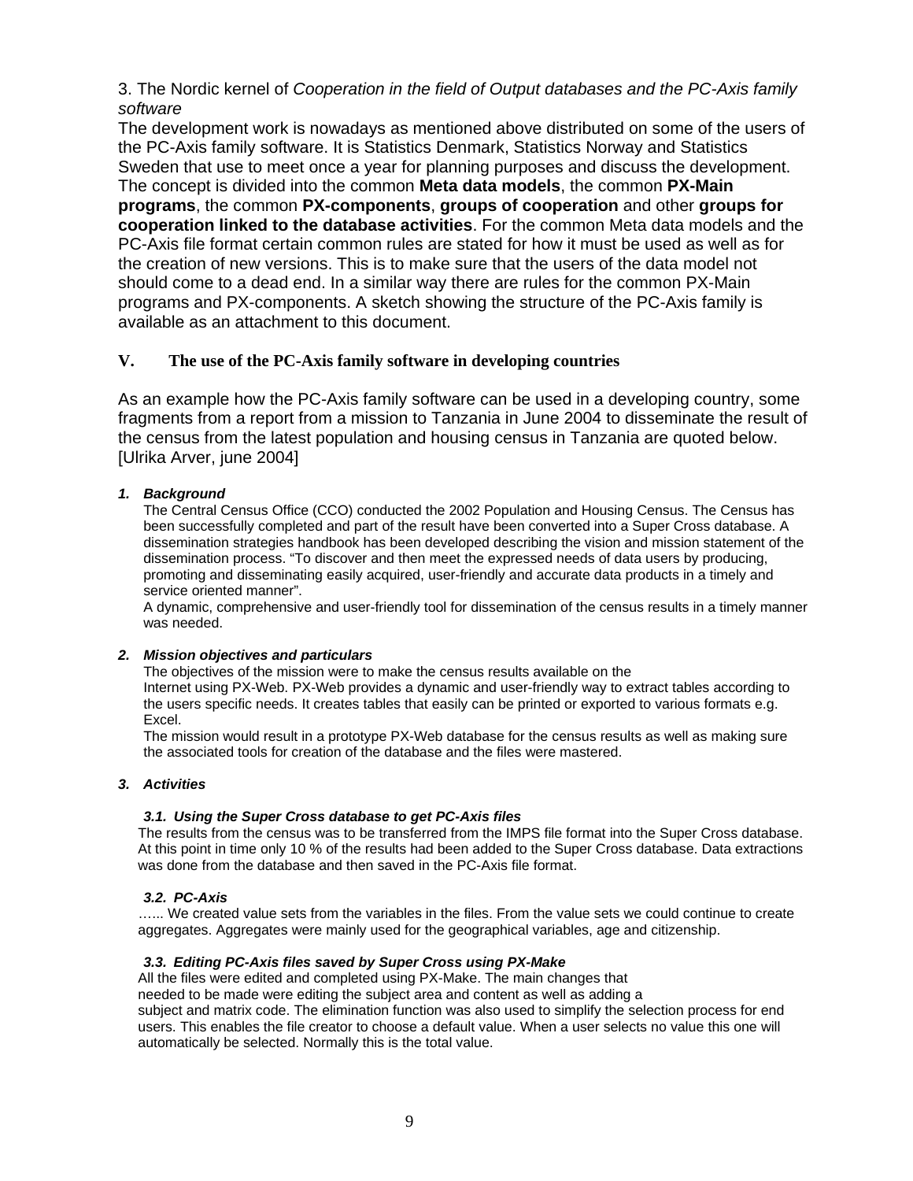3. The Nordic kernel of *Cooperation in the field of Output databases and the PC-Axis family software*

The development work is nowadays as mentioned above distributed on some of the users of the PC-Axis family software. It is Statistics Denmark, Statistics Norway and Statistics Sweden that use to meet once a year for planning purposes and discuss the development. The concept is divided into the common **Meta data models**, the common **PX-Main programs**, the common **PX-components**, **groups of cooperation** and other **groups for cooperation linked to the database activities**. For the common Meta data models and the PC-Axis file format certain common rules are stated for how it must be used as well as for the creation of new versions. This is to make sure that the users of the data model not should come to a dead end. In a similar way there are rules for the common PX-Main programs and PX-components. A sketch showing the structure of the PC-Axis family is available as an attachment to this document.

## V. The use of the PC-Axis family software in developing countries

As an example how the PC-Axis family software can be used in a developing country, some fragments from a report from a mission to Tanzania in June 2004 to disseminate the result of the census from the latest population and housing census in Tanzania are quoted below. [Ulrika Arver, june 2004]

### 1. *Background*

The Central Census Office (CCO) conducted the 2002 Population and Housing Census. The Census has been successfully completed and part of the result have been converted into a Super Cross database. A dissemination strategies handbook has been developed describing the vision and mission statement of the dissemination process. "To discover and then meet the expressed needs of data users by producing, promoting and disseminating easily acquired, user-friendly and accurate data products in a timely and service oriented manner".

A dynamic, comprehensive and user-friendly tool for dissemination of the census results in a timely manner was needed.

### 2. *Mission objectives and particulars*

The objectives of the mission were to make the census results available on the Internet using PX-Web. PX-Web provides a dynamic and user-friendly way to extract tables according to the users specific needs. It creates tables that easily can be printed or exported to various formats e.g. Excel.

The mission would result in a prototype PX-Web database for the census results as well as making sure the associated tools for creation of the database and the files were mastered.

### 3. *Activities*

#### 3.1. *Using the Super Cross database to get PC-Axis files*

The results from the census was to be transferred from the IMPS file format into the Super Cross database. At this point in time only 10 % of the results had been added to the Super Cross database. Data extractions was done from the database and then saved in the PC-Axis file format.

#### 3.2. *PC-Axis*

…... We created value sets from the variables in the files. From the value sets we could continue to create aggregates. Aggregates were mainly used for the geographical variables, age and citizenship.

#### 3.3. *Editing PC-Axis files saved by Super Cross using PX-Make*

All the files were edited and completed using PX-Make. The main changes that needed to be made were editing the subject area and content as well as adding a subject and matrix code. The elimination function was also used to simplify the selection process for end users. This enables the file creator to choose a default value. When a user selects no value this one will automatically be selected. Normally this is the total value.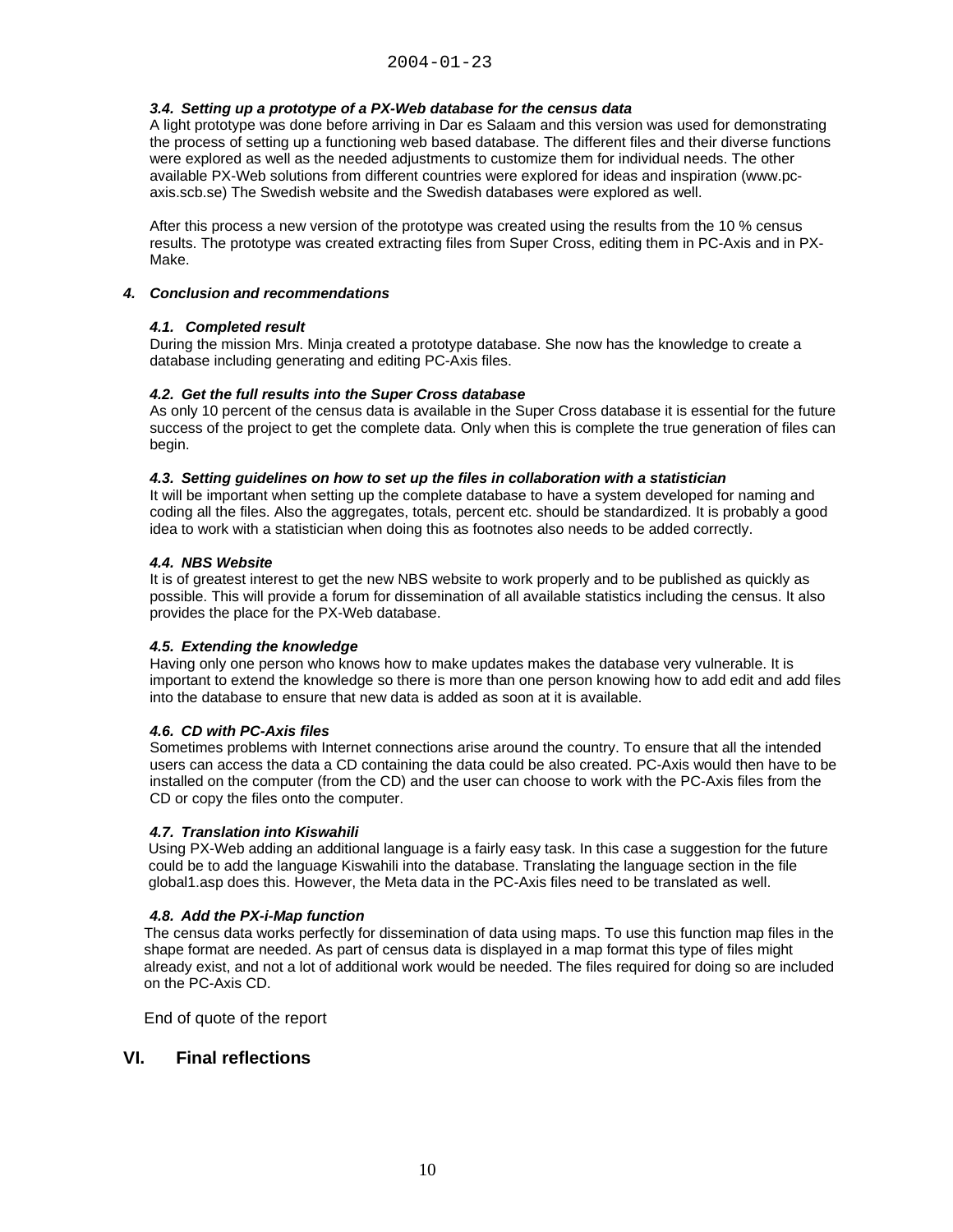#### *3.4. Setting up a prototype of a PX-Web database for the census data*

A light prototype was done before arriving in Dar es Salaam and this version was used for demonstrating the process of setting up a functioning web based database. The different files and their diverse functions were explored as well as the needed adjustments to customize them for individual needs. The other available PX-Web solutions from different countries were explored for ideas and inspiration (www.pc-axis.scb.se) The Swedish website and the Swedish databases were explored as well.

After this process a new version of the prototype was created using the results from the 10 % census results. The prototype was created extracting files from Super Cross, editing them in PC-Axis and in PX-Make.

### *4. Conclusion and recommendations*

#### *4.1. Completed result*

During the mission Mrs. Minja created a prototype database. She now has the knowledge to create a database including generating and editing PC-Axis files.

#### *4.2. Get the full results into the Super Cross database*

As only 10 percent of the census data is available in the Super Cross database it is essential for the future success of the project to get the complete data. Only when this is complete the true generation of files can begin.

#### *4.3. Setting guidelines on how to set up the files in collaboration with a statistician*

It will be important when setting up the complete database to have a system developed for naming and coding all the files. Also the aggregates, totals, percent etc. should be standardized. It is probably a good idea to work with a statistician when doing this as footnotes also needs to be added correctly.

#### *4.4. NBS Website*

It is of greatest interest to get the new NBS website to work properly and to be published as quickly as possible. This will provide a forum for dissemination of all available statistics including the census. It also provides the place for the PX-Web database.

#### *4.5. Extending the knowledge*

Having only one person who knows how to make updates makes the database very vulnerable. It is important to extend the knowledge so there is more than one person knowing how to add edit and add files into the database to ensure that new data is added as soon at it is available.

#### *4.6. CD with PC-Axis files*

Sometimes problems with Internet connections arise around the country. To ensure that all the intended users can access the data a CD containing the data could be also created. PC-Axis would then have to be installed on the computer (from the CD) and the user can choose to work with the PC-Axis files from the CD or copy the files onto the computer.

#### *4.7. Translation into Kiswahili*

Using PX-Web adding an additional language is a fairly easy task. In this case a suggestion for the future could be to add the language Kiswahili into the database. Translating the language section in the file global1.asp does this. However, the Meta data in the PC-Axis files need to be translated as well.

#### *4.8. Add the PX-i-Map function*

The census data works perfectly for dissemination of data using maps. To use this function map files in the shape format are needed. As part of census data is displayed in a map format this type of files might already exist, and not a lot of additional work would be needed. The files required for doing so are included on the PC-Axis CD.

End of quote of the report

## VI. Final reflections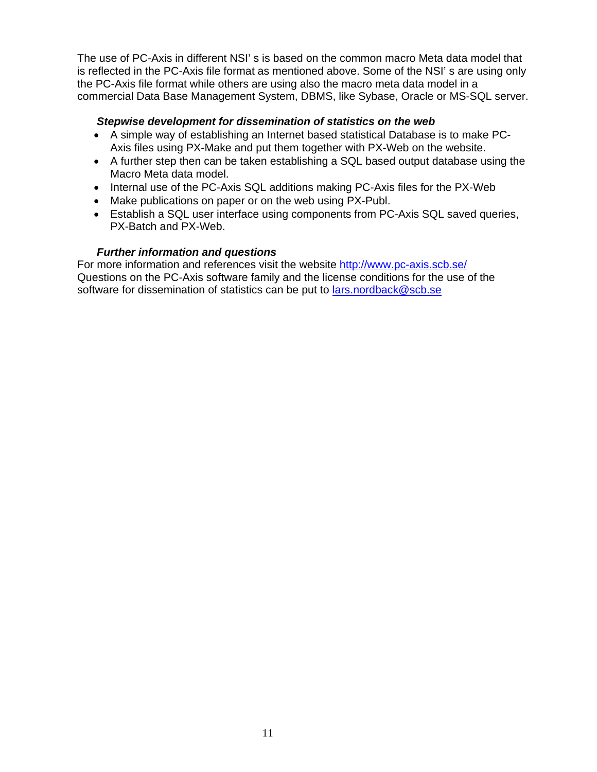The use of PC-Axis in different NSI' s is based on the common macro Meta data model that is reflected in the PC-Axis file format as mentioned above. Some of the NSI' s are using only the PC-Axis file format while others are using also the macro meta data model in a commercial Data Base Management System, DBMS, like Sybase, Oracle or MS-SQL server.

### *Stepwise development for dissemination of statistics on the web*

- A simple way of establishing an Internet based statistical Database is to make PC-Axis files using PX-Make and put them together with PX-Web on the website.
- A further step then can be taken establishing a SQL based output database using the Macro Meta data model.
- Internal use of the PC-Axis SQL additions making PC-Axis files for the PX-Web
- Make publications on paper or on the web using PX-Publ.
- Establish a SQL user interface using components from PC-Axis SQL saved queries, PX-Batch and PX-Web.

### *Further information and questions*

For more information and references visit the website http://www.pc-axis.scb.se/
Questions on the PC-Axis software family and the license conditions for the use of the software for dissemination of statistics can be put to lars.nordback@scb.se